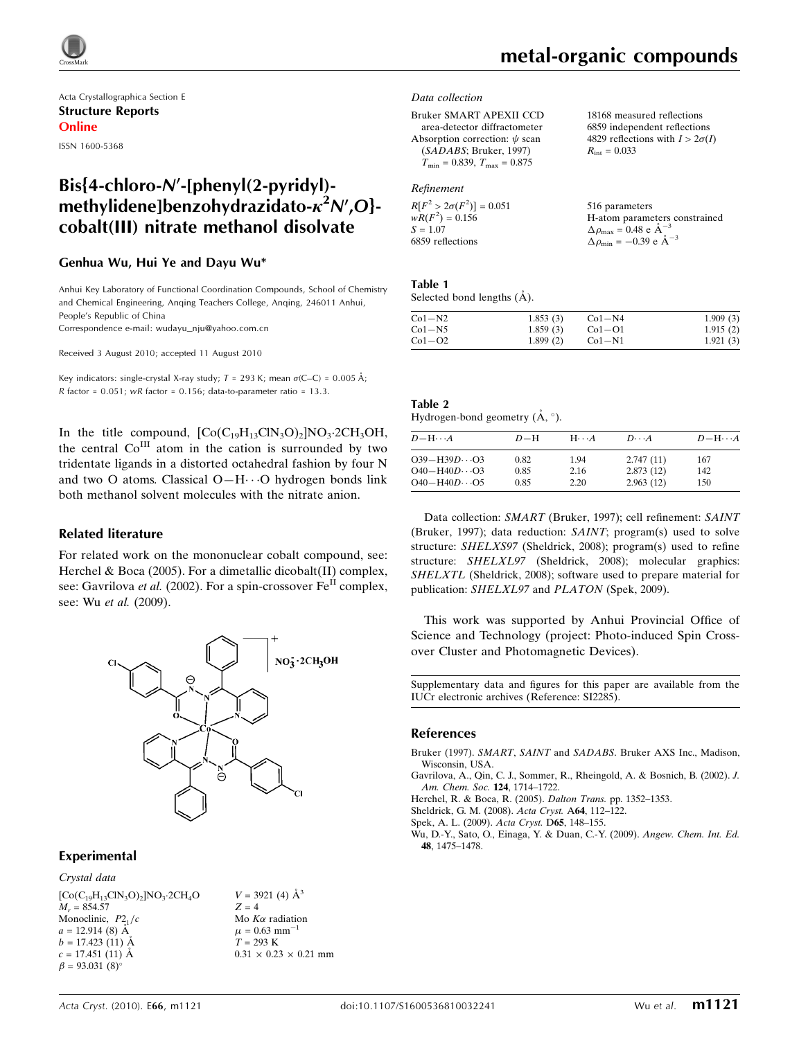Acta Crystallographica Section E
**Structure Reports Online**
ISSN 1600-5368

# Bis{4-chloro-N′-[phenyl(2-pyridyl)-methylidene]benzohydrazidato-$\kappa^2 N',O$}-cobalt(III) nitrate methanol disolvate

**Genhua Wu, Hui Ye and Dayu Wu***

Anhui Key Laboratory of Functional Coordination Compounds, School of Chemistry and Chemical Engineering, Anqing Teachers College, Anqing, 246011 Anhui, People's Republic of China
Correspondence e-mail: wudayu_nju@yahoo.com.cn

Received 3 August 2010; accepted 11 August 2010

Key indicators: single-crystal X-ray study; $T = 293$ K; mean $\sigma$(C–C) = 0.005 Å; $R$ factor = 0.051; $wR$ factor = 0.156; data-to-parameter ratio = 13.3.

In the title compound, $[Co(C_{19}H_{13}ClN_3O)_2]NO_3\cdot 2CH_3OH$, the central Co$^{III}$ atom in the cation is surrounded by two tridentate ligands in a distorted octahedral fashion by four N and two O atoms. Classical O—H⋯O hydrogen bonds link both methanol solvent molecules with the nitrate anion.

## Related literature

For related work on the mononuclear cobalt compound, see: Herchel & Boca (2005). For a dimetallic dicobalt(II) complex, see: Gavrilova *et al.* (2002). For a spin-crossover Fe$^{II}$ complex, see: Wu *et al.* (2009).

## Experimental

### Crystal data

$[Co(C_{19}H_{13}ClN_3O)_2]NO_3\cdot 2CH_4O$
$M_r = 854.57$
Monoclinic, $P2_1/c$
$a = 12.914$ (8) Å
$b = 17.423$ (11) Å
$c = 17.451$ (11) Å
$\beta = 93.031$ (8)°
$V = 3921$ (4) Å$^3$
$Z = 4$
Mo $K\alpha$ radiation
$\mu = 0.63$ mm$^{-1}$
$T = 293$ K
$0.31 \times 0.23 \times 0.21$ mm

### Data collection

Bruker SMART APEXII CCD area-detector diffractometer
Absorption correction: $\psi$ scan (*SADABS*; Bruker, 1997)
$T_{min} = 0.839$, $T_{max} = 0.875$
18168 measured reflections
6859 independent reflections
4829 reflections with $I > 2\sigma(I)$
$R_{int} = 0.033$

### Refinement

$R[F^2 > 2\sigma(F^2)] = 0.051$
$wR(F^2) = 0.156$
$S = 1.07$
6859 reflections
516 parameters
H-atom parameters constrained
$\Delta\rho_{max} = 0.48$ e Å$^{-3}$
$\Delta\rho_{min} = -0.39$ e Å$^{-3}$

**Table 1**
Selected bond lengths (Å).

| | | | |
|---|---|---|---|
| Co1—N2 | 1.853 (3) | Co1—N4 | 1.909 (3) |
| Co1—N5 | 1.859 (3) | Co1—O1 | 1.915 (2) |
| Co1—O2 | 1.899 (2) | Co1—N1 | 1.921 (3) |

**Table 2**
Hydrogen-bond geometry (Å, °).

| $D$—H⋯$A$ | $D$—H | H⋯$A$ | $D$⋯$A$ | $D$—H⋯$A$ |
|---|---|---|---|---|
| O39—H39$D$⋯O3 | 0.82 | 1.94 | 2.747 (11) | 167 |
| O40—H40$D$⋯O3 | 0.85 | 2.16 | 2.873 (12) | 142 |
| O40—H40$D$⋯O5 | 0.85 | 2.20 | 2.963 (12) | 150 |

Data collection: *SMART* (Bruker, 1997); cell refinement: *SAINT* (Bruker, 1997); data reduction: *SAINT*; program(s) used to solve structure: *SHELXS97* (Sheldrick, 2008); program(s) used to refine structure: *SHELXL97* (Sheldrick, 2008); molecular graphics: *SHELXTL* (Sheldrick, 2008); software used to prepare material for publication: *SHELXL97* and *PLATON* (Spek, 2009).

This work was supported by Anhui Provincial Office of Science and Technology (project: Photo-induced Spin Cross-over Cluster and Photomagnetic Devices).

Supplementary data and figures for this paper are available from the IUCr electronic archives (Reference: SI2285).

## References

Bruker (1997). *SMART*, *SAINT* and *SADABS*. Bruker AXS Inc., Madison, Wisconsin, USA.
Gavrilova, A., Qin, C. J., Sommer, R., Rheingold, A. & Bosnich, B. (2002). *J. Am. Chem. Soc.* **124**, 1714–1722.
Herchel, R. & Boca, R. (2005). *Dalton Trans.* pp. 1352–1353.
Sheldrick, G. M. (2008). *Acta Cryst.* A**64**, 112–122.
Spek, A. L. (2009). *Acta Cryst.* D**65**, 148–155.
Wu, D.-Y., Sato, O., Einaga, Y. & Duan, C.-Y. (2009). *Angew. Chem. Int. Ed.* **48**, 1475–1478.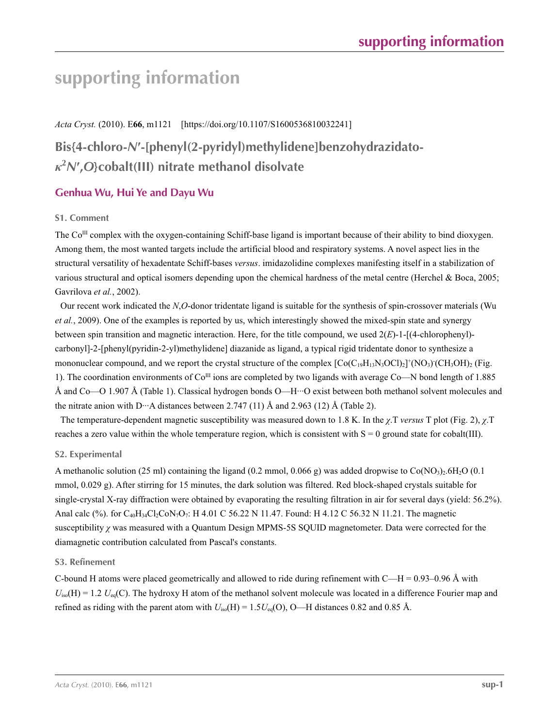# supporting information

*Acta Cryst.* (2010). E**66**, m1121 [https://doi.org/10.1107/S1600536810032241]

## Bis{4-chloro-*N*′-[phenyl(2-pyridyl)methylidene]benzohydrazidato-$\kappa^2N'$,*O*}cobalt(III) nitrate methanol disolvate

### Genhua Wu, Hui Ye and Dayu Wu

### S1. Comment

The $Co^{III}$ complex with the oxygen-containing Schiff-base ligand is important because of their ability to bind dioxygen. Among them, the most wanted targets include the artificial blood and respiratory systems. A novel aspect lies in the structural versatility of hexadentate Schiff-bases *versus*. imidazolidine complexes manifesting itself in a stabilization of various structural and optical isomers depending upon the chemical hardness of the metal centre (Herchel & Boca, 2005; Gavrilova *et al.*, 2002).

Our recent work indicated the *N*,*O*-donor tridentate ligand is suitable for the synthesis of spin-crossover materials (Wu *et al.*, 2009). One of the examples is reported by us, which interestingly showed the mixed-spin state and synergy between spin transition and magnetic interaction. Here, for the title compound, we used 2(*E*)-1-[(4-chlorophenyl)-carbonyl]-2-[phenyl(pyridin-2-yl)methylidene] diazanide as ligand, a typical rigid tridentate donor to synthesize a mononuclear compound, and we report the crystal structure of the complex $[Co(C_{19}H_{13}N_3OCl)_2]^+(NO_3)^-(CH_3OH)_2$ (Fig. 1). The coordination environments of $Co^{III}$ ions are completed by two ligands with average Co—N bond length of 1.885 Å and Co—O 1.907 Å (Table 1). Classical hydrogen bonds O—H···O exist between both methanol solvent molecules and the nitrate anion with D···A distances between 2.747 (11) Å and 2.963 (12) Å (Table 2).

The temperature-dependent magnetic susceptibility was measured down to 1.8 K. In the $\chi$.T *versus* T plot (Fig. 2), $\chi$.T reaches a zero value within the whole temperature region, which is consistent with S = 0 ground state for cobalt(III).

### S2. Experimental

A methanolic solution (25 ml) containing the ligand (0.2 mmol, 0.066 g) was added dropwise to $Co(NO_3)_2.6H_2O$ (0.1 mmol, 0.029 g). After stirring for 15 minutes, the dark solution was filtered. Red block-shaped crystals suitable for single-crystal X-ray diffraction were obtained by evaporating the resulting filtration in air for several days (yield: 56.2%). Anal calc (%). for $C_{40}H_{34}Cl_2CoN_7O_7$: H 4.01 C 56.22 N 11.47. Found: H 4.12 C 56.32 N 11.21. The magnetic susceptibility $\chi$ was measured with a Quantum Design MPMS-5S SQUID magnetometer. Data were corrected for the diamagnetic contribution calculated from Pascal's constants.

### S3. Refinement

C-bound H atoms were placed geometrically and allowed to ride during refinement with C—H = 0.93–0.96 Å with $U_{iso}$(H) = 1.2 $U_{eq}$(C). The hydroxy H atom of the methanol solvent molecule was located in a difference Fourier map and refined as riding with the parent atom with $U_{iso}$(H) = 1.5$U_{eq}$(O), O—H distances 0.82 and 0.85 Å.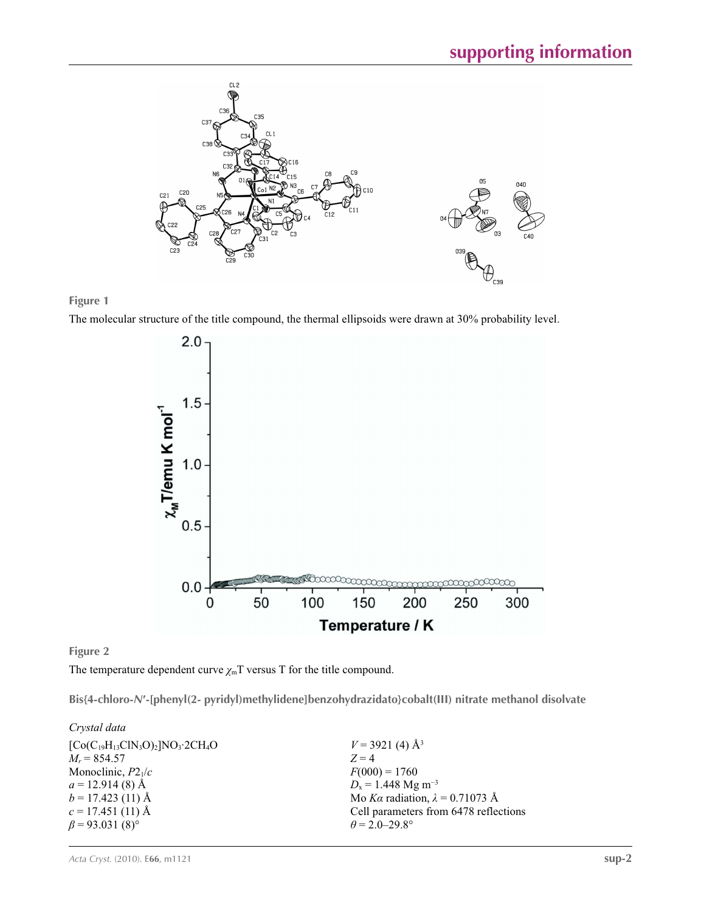**Figure 1**

The molecular structure of the title compound, the thermal ellipsoids were drawn at 30% probability level.

**Figure 2**

The temperature dependent curve $\chi_m T$ versus T for the title compound.

## Bis{4-chloro-*N*′-[phenyl(2- pyridyl)methylidene]benzohydrazidato}cobalt(III) nitrate methanol disolvate

### *Crystal data*

| | |
|---|---|
| $[Co(C_{19}H_{13}ClN_3O)_2]NO_3\cdot 2CH_4O$ | $V = 3921$ (4) Å$^3$ |
| $M_r = 854.57$ | $Z = 4$ |
| Monoclinic, $P2_1/c$ | $F(000) = 1760$ |
| $a = 12.914$ (8) Å | $D_x = 1.448$ Mg m$^{-3}$ |
| $b = 17.423$ (11) Å | Mo $K\alpha$ radiation, $\lambda = 0.71073$ Å |
| $c = 17.451$ (11) Å | Cell parameters from 6478 reflections |
| $\beta = 93.031$ (8)° | $\theta = 2.0$–$29.8°$ |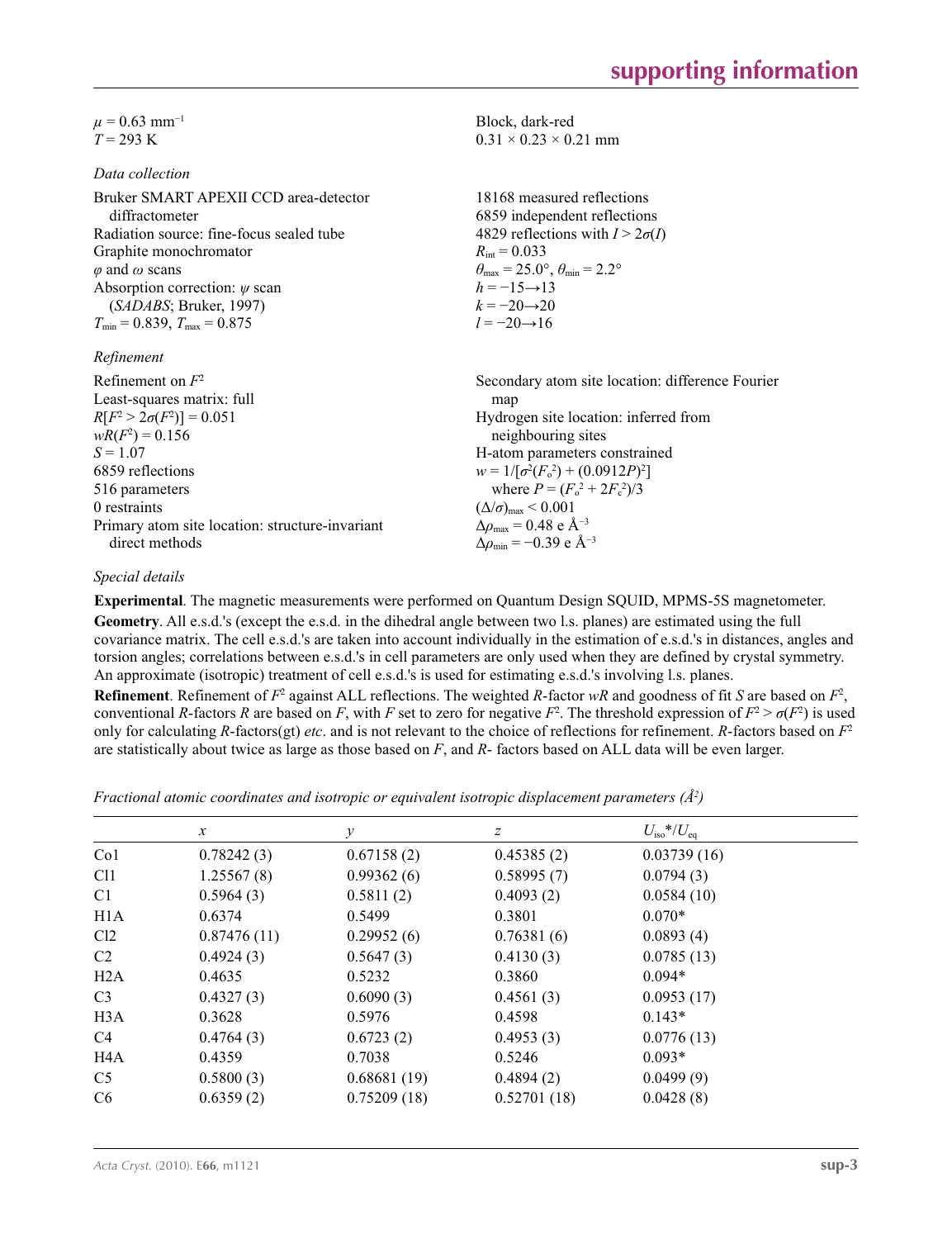$\mu$ = 0.63 mm$^{-1}$
$T$ = 293 K

Block, dark-red
0.31 × 0.23 × 0.21 mm

*Data collection*

Bruker SMART APEXII CCD area-detector diffractometer
Radiation source: fine-focus sealed tube
Graphite monochromator
$\varphi$ and $\omega$ scans
Absorption correction: $\psi$ scan (*SADABS*; Bruker, 1997)
$T_{min}$ = 0.839, $T_{max}$ = 0.875

18168 measured reflections
6859 independent reflections
4829 reflections with $I > 2\sigma(I)$
$R_{int}$ = 0.033
$\theta_{max}$ = 25.0°, $\theta_{min}$ = 2.2°
$h$ = −15→13
$k$ = −20→20
$l$ = −20→16

*Refinement*

Refinement on $F^2$
Least-squares matrix: full
$R[F^2 > 2\sigma(F^2)]$ = 0.051
$wR(F^2)$ = 0.156
$S$ = 1.07
6859 reflections
516 parameters
0 restraints
Primary atom site location: structure-invariant direct methods

Secondary atom site location: difference Fourier map
Hydrogen site location: inferred from neighbouring sites
H-atom parameters constrained
$w = 1/[\sigma^2(F_o^2) + (0.0912P)^2]$ where $P = (F_o^2 + 2F_c^2)/3$
$(\Delta/\sigma)_{max}$ < 0.001
$\Delta\rho_{max}$ = 0.48 e Å$^{-3}$
$\Delta\rho_{min}$ = −0.39 e Å$^{-3}$

*Special details*

**Experimental**. The magnetic measurements were performed on Quantum Design SQUID, MPMS-5S magnetometer.

**Geometry**. All e.s.d.'s (except the e.s.d. in the dihedral angle between two l.s. planes) are estimated using the full covariance matrix. The cell e.s.d.'s are taken into account individually in the estimation of e.s.d.'s in distances, angles and torsion angles; correlations between e.s.d.'s in cell parameters are only used when they are defined by crystal symmetry. An approximate (isotropic) treatment of cell e.s.d.'s is used for estimating e.s.d.'s involving l.s. planes.

**Refinement**. Refinement of $F^2$ against ALL reflections. The weighted $R$-factor $wR$ and goodness of fit $S$ are based on $F^2$, conventional $R$-factors $R$ are based on $F$, with $F$ set to zero for negative $F^2$. The threshold expression of $F^2 > \sigma(F^2)$ is used only for calculating $R$-factors(gt) *etc*. and is not relevant to the choice of reflections for refinement. $R$-factors based on $F^2$ are statistically about twice as large as those based on $F$, and $R$- factors based on ALL data will be even larger.

*Fractional atomic coordinates and isotropic or equivalent isotropic displacement parameters (Å²)*

| | $x$ | $y$ | $z$ | $U_{iso}$*/$U_{eq}$ |
|---|---|---|---|---|
| Co1 | 0.78242 (3) | 0.67158 (2) | 0.45385 (2) | 0.03739 (16) |
| Cl1 | 1.25567 (8) | 0.99362 (6) | 0.58995 (7) | 0.0794 (3) |
| C1 | 0.5964 (3) | 0.5811 (2) | 0.4093 (2) | 0.0584 (10) |
| H1A | 0.6374 | 0.5499 | 0.3801 | 0.070* |
| Cl2 | 0.87476 (11) | 0.29952 (6) | 0.76381 (6) | 0.0893 (4) |
| C2 | 0.4924 (3) | 0.5647 (3) | 0.4130 (3) | 0.0785 (13) |
| H2A | 0.4635 | 0.5232 | 0.3860 | 0.094* |
| C3 | 0.4327 (3) | 0.6090 (3) | 0.4561 (3) | 0.0953 (17) |
| H3A | 0.3628 | 0.5976 | 0.4598 | 0.143* |
| C4 | 0.4764 (3) | 0.6723 (2) | 0.4953 (3) | 0.0776 (13) |
| H4A | 0.4359 | 0.7038 | 0.5246 | 0.093* |
| C5 | 0.5800 (3) | 0.68681 (19) | 0.4894 (2) | 0.0499 (9) |
| C6 | 0.6359 (2) | 0.75209 (18) | 0.52701 (18) | 0.0428 (8) |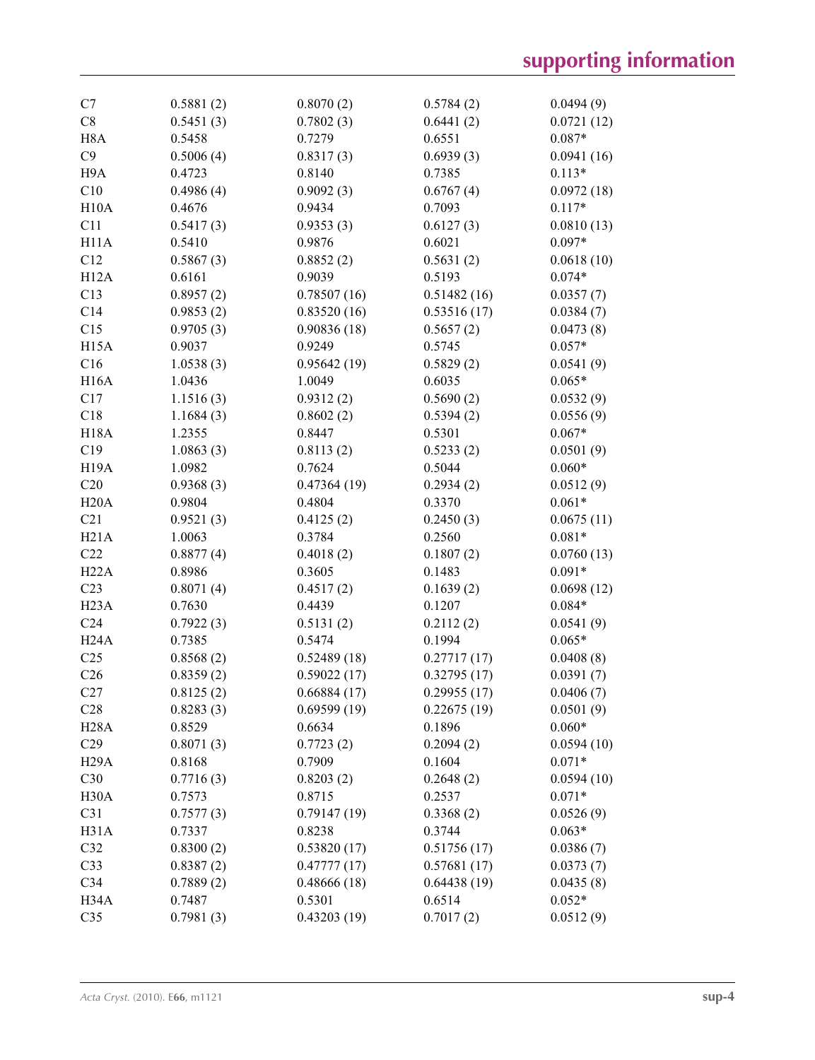| | | | | |
|---|---|---|---|---|
| C7 | 0.5881 (2) | 0.8070 (2) | 0.5784 (2) | 0.0494 (9) |
| C8 | 0.5451 (3) | 0.7802 (3) | 0.6441 (2) | 0.0721 (12) |
| H8A | 0.5458 | 0.7279 | 0.6551 | 0.087* |
| C9 | 0.5006 (4) | 0.8317 (3) | 0.6939 (3) | 0.0941 (16) |
| H9A | 0.4723 | 0.8140 | 0.7385 | 0.113* |
| C10 | 0.4986 (4) | 0.9092 (3) | 0.6767 (4) | 0.0972 (18) |
| H10A | 0.4676 | 0.9434 | 0.7093 | 0.117* |
| C11 | 0.5417 (3) | 0.9353 (3) | 0.6127 (3) | 0.0810 (13) |
| H11A | 0.5410 | 0.9876 | 0.6021 | 0.097* |
| C12 | 0.5867 (3) | 0.8852 (2) | 0.5631 (2) | 0.0618 (10) |
| H12A | 0.6161 | 0.9039 | 0.5193 | 0.074* |
| C13 | 0.8957 (2) | 0.78507 (16) | 0.51482 (16) | 0.0357 (7) |
| C14 | 0.9853 (2) | 0.83520 (16) | 0.53516 (17) | 0.0384 (7) |
| C15 | 0.9705 (3) | 0.90836 (18) | 0.5657 (2) | 0.0473 (8) |
| H15A | 0.9037 | 0.9249 | 0.5745 | 0.057* |
| C16 | 1.0538 (3) | 0.95642 (19) | 0.5829 (2) | 0.0541 (9) |
| H16A | 1.0436 | 1.0049 | 0.6035 | 0.065* |
| C17 | 1.1516 (3) | 0.9312 (2) | 0.5690 (2) | 0.0532 (9) |
| C18 | 1.1684 (3) | 0.8602 (2) | 0.5394 (2) | 0.0556 (9) |
| H18A | 1.2355 | 0.8447 | 0.5301 | 0.067* |
| C19 | 1.0863 (3) | 0.8113 (2) | 0.5233 (2) | 0.0501 (9) |
| H19A | 1.0982 | 0.7624 | 0.5044 | 0.060* |
| C20 | 0.9368 (3) | 0.47364 (19) | 0.2934 (2) | 0.0512 (9) |
| H20A | 0.9804 | 0.4804 | 0.3370 | 0.061* |
| C21 | 0.9521 (3) | 0.4125 (2) | 0.2450 (3) | 0.0675 (11) |
| H21A | 1.0063 | 0.3784 | 0.2560 | 0.081* |
| C22 | 0.8877 (4) | 0.4018 (2) | 0.1807 (2) | 0.0760 (13) |
| H22A | 0.8986 | 0.3605 | 0.1483 | 0.091* |
| C23 | 0.8071 (4) | 0.4517 (2) | 0.1639 (2) | 0.0698 (12) |
| H23A | 0.7630 | 0.4439 | 0.1207 | 0.084* |
| C24 | 0.7922 (3) | 0.5131 (2) | 0.2112 (2) | 0.0541 (9) |
| H24A | 0.7385 | 0.5474 | 0.1994 | 0.065* |
| C25 | 0.8568 (2) | 0.52489 (18) | 0.27717 (17) | 0.0408 (8) |
| C26 | 0.8359 (2) | 0.59022 (17) | 0.32795 (17) | 0.0391 (7) |
| C27 | 0.8125 (2) | 0.66884 (17) | 0.29955 (17) | 0.0406 (7) |
| C28 | 0.8283 (3) | 0.69599 (19) | 0.22675 (19) | 0.0501 (9) |
| H28A | 0.8529 | 0.6634 | 0.1896 | 0.060* |
| C29 | 0.8071 (3) | 0.7723 (2) | 0.2094 (2) | 0.0594 (10) |
| H29A | 0.8168 | 0.7909 | 0.1604 | 0.071* |
| C30 | 0.7716 (3) | 0.8203 (2) | 0.2648 (2) | 0.0594 (10) |
| H30A | 0.7573 | 0.8715 | 0.2537 | 0.071* |
| C31 | 0.7577 (3) | 0.79147 (19) | 0.3368 (2) | 0.0526 (9) |
| H31A | 0.7337 | 0.8238 | 0.3744 | 0.063* |
| C32 | 0.8300 (2) | 0.53820 (17) | 0.51756 (17) | 0.0386 (7) |
| C33 | 0.8387 (2) | 0.47777 (17) | 0.57681 (17) | 0.0373 (7) |
| C34 | 0.7889 (2) | 0.48666 (18) | 0.64438 (19) | 0.0435 (8) |
| H34A | 0.7487 | 0.5301 | 0.6514 | 0.052* |
| C35 | 0.7981 (3) | 0.43203 (19) | 0.7017 (2) | 0.0512 (9) |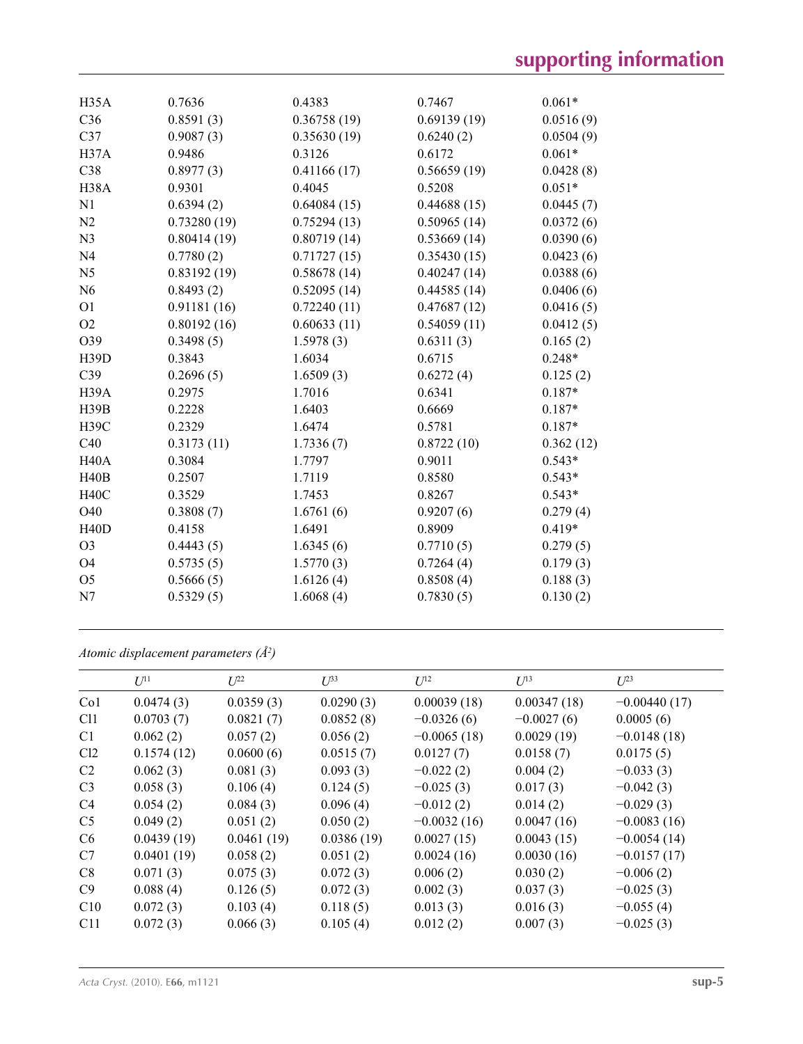| | | | | |
|---|---|---|---|---|
| H35A | 0.7636 | 0.4383 | 0.7467 | 0.061* |
| C36 | 0.8591 (3) | 0.36758 (19) | 0.69139 (19) | 0.0516 (9) |
| C37 | 0.9087 (3) | 0.35630 (19) | 0.6240 (2) | 0.0504 (9) |
| H37A | 0.9486 | 0.3126 | 0.6172 | 0.061* |
| C38 | 0.8977 (3) | 0.41166 (17) | 0.56659 (19) | 0.0428 (8) |
| H38A | 0.9301 | 0.4045 | 0.5208 | 0.051* |
| N1 | 0.6394 (2) | 0.64084 (15) | 0.44688 (15) | 0.0445 (7) |
| N2 | 0.73280 (19) | 0.75294 (13) | 0.50965 (14) | 0.0372 (6) |
| N3 | 0.80414 (19) | 0.80719 (14) | 0.53669 (14) | 0.0390 (6) |
| N4 | 0.7780 (2) | 0.71727 (15) | 0.35430 (15) | 0.0423 (6) |
| N5 | 0.83192 (19) | 0.58678 (14) | 0.40247 (14) | 0.0388 (6) |
| N6 | 0.8493 (2) | 0.52095 (14) | 0.44585 (14) | 0.0406 (6) |
| O1 | 0.91181 (16) | 0.72240 (11) | 0.47687 (12) | 0.0416 (5) |
| O2 | 0.80192 (16) | 0.60633 (11) | 0.54059 (11) | 0.0412 (5) |
| O39 | 0.3498 (5) | 1.5978 (3) | 0.6311 (3) | 0.165 (2) |
| H39D | 0.3843 | 1.6034 | 0.6715 | 0.248* |
| C39 | 0.2696 (5) | 1.6509 (3) | 0.6272 (4) | 0.125 (2) |
| H39A | 0.2975 | 1.7016 | 0.6341 | 0.187* |
| H39B | 0.2228 | 1.6403 | 0.6669 | 0.187* |
| H39C | 0.2329 | 1.6474 | 0.5781 | 0.187* |
| C40 | 0.3173 (11) | 1.7336 (7) | 0.8722 (10) | 0.362 (12) |
| H40A | 0.3084 | 1.7797 | 0.9011 | 0.543* |
| H40B | 0.2507 | 1.7119 | 0.8580 | 0.543* |
| H40C | 0.3529 | 1.7453 | 0.8267 | 0.543* |
| O40 | 0.3808 (7) | 1.6761 (6) | 0.9207 (6) | 0.279 (4) |
| H40D | 0.4158 | 1.6491 | 0.8909 | 0.419* |
| O3 | 0.4443 (5) | 1.6345 (6) | 0.7710 (5) | 0.279 (5) |
| O4 | 0.5735 (5) | 1.5770 (3) | 0.7264 (4) | 0.179 (3) |
| O5 | 0.5666 (5) | 1.6126 (4) | 0.8508 (4) | 0.188 (3) |
| N7 | 0.5329 (5) | 1.6068 (4) | 0.7830 (5) | 0.130 (2) |

*Atomic displacement parameters (Å²)*

| | $U^{11}$ | $U^{22}$ | $U^{33}$ | $U^{12}$ | $U^{13}$ | $U^{23}$ |
|---|---|---|---|---|---|---|
| Co1 | 0.0474 (3) | 0.0359 (3) | 0.0290 (3) | 0.00039 (18) | 0.00347 (18) | −0.00440 (17) |
| Cl1 | 0.0703 (7) | 0.0821 (7) | 0.0852 (8) | −0.0326 (6) | −0.0027 (6) | 0.0005 (6) |
| C1 | 0.062 (2) | 0.057 (2) | 0.056 (2) | −0.0065 (18) | 0.0029 (19) | −0.0148 (18) |
| Cl2 | 0.1574 (12) | 0.0600 (6) | 0.0515 (7) | 0.0127 (7) | 0.0158 (7) | 0.0175 (5) |
| C2 | 0.062 (3) | 0.081 (3) | 0.093 (3) | −0.022 (2) | 0.004 (2) | −0.033 (3) |
| C3 | 0.058 (3) | 0.106 (4) | 0.124 (5) | −0.025 (3) | 0.017 (3) | −0.042 (3) |
| C4 | 0.054 (2) | 0.084 (3) | 0.096 (4) | −0.012 (2) | 0.014 (2) | −0.029 (3) |
| C5 | 0.049 (2) | 0.051 (2) | 0.050 (2) | −0.0032 (16) | 0.0047 (16) | −0.0083 (16) |
| C6 | 0.0439 (19) | 0.0461 (19) | 0.0386 (19) | 0.0027 (15) | 0.0043 (15) | −0.0054 (14) |
| C7 | 0.0401 (19) | 0.058 (2) | 0.051 (2) | 0.0024 (16) | 0.0030 (16) | −0.0157 (17) |
| C8 | 0.071 (3) | 0.075 (3) | 0.072 (3) | 0.006 (2) | 0.030 (2) | −0.006 (2) |
| C9 | 0.088 (4) | 0.126 (5) | 0.072 (3) | 0.002 (3) | 0.037 (3) | −0.025 (3) |
| C10 | 0.072 (3) | 0.103 (4) | 0.118 (5) | 0.013 (3) | 0.016 (3) | −0.055 (4) |
| C11 | 0.072 (3) | 0.066 (3) | 0.105 (4) | 0.012 (2) | 0.007 (3) | −0.025 (3) |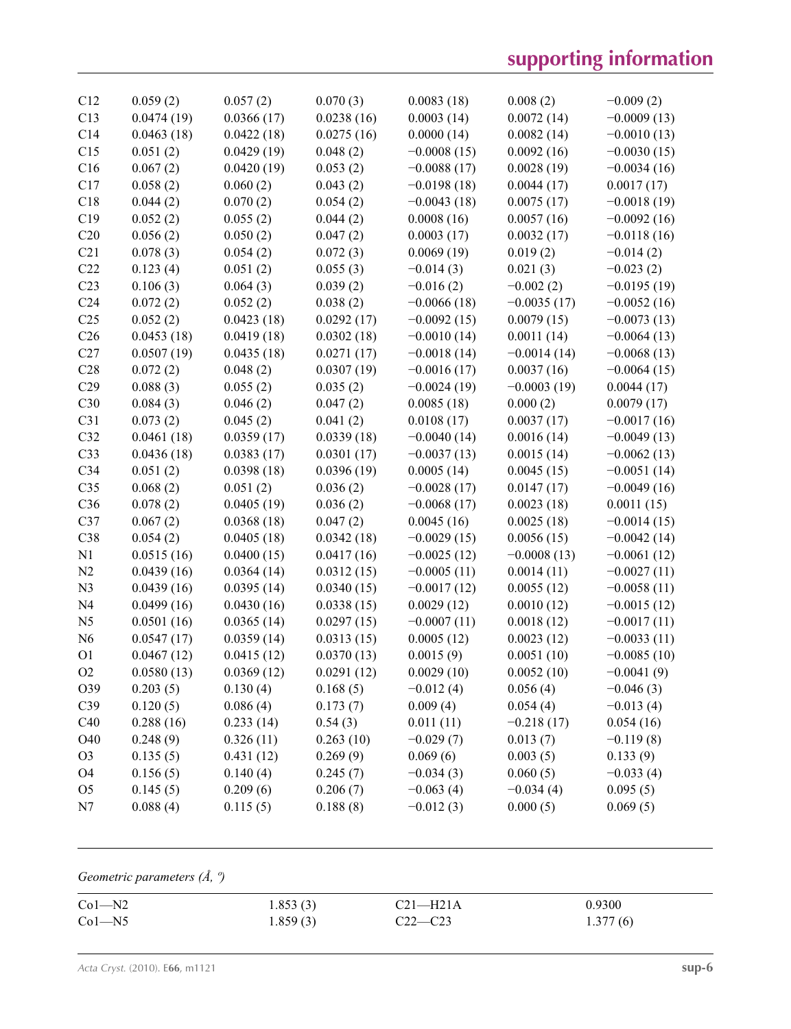| | | | | | | |
|---|---|---|---|---|---|---|
| C12 | 0.059 (2) | 0.057 (2) | 0.070 (3) | 0.0083 (18) | 0.008 (2) | −0.009 (2) |
| C13 | 0.0474 (19) | 0.0366 (17) | 0.0238 (16) | 0.0003 (14) | 0.0072 (14) | −0.0009 (13) |
| C14 | 0.0463 (18) | 0.0422 (18) | 0.0275 (16) | 0.0000 (14) | 0.0082 (14) | −0.0010 (13) |
| C15 | 0.051 (2) | 0.0429 (19) | 0.048 (2) | −0.0008 (15) | 0.0092 (16) | −0.0030 (15) |
| C16 | 0.067 (2) | 0.0420 (19) | 0.053 (2) | −0.0088 (17) | 0.0028 (19) | −0.0034 (16) |
| C17 | 0.058 (2) | 0.060 (2) | 0.043 (2) | −0.0198 (18) | 0.0044 (17) | 0.0017 (17) |
| C18 | 0.044 (2) | 0.070 (2) | 0.054 (2) | −0.0043 (18) | 0.0075 (17) | −0.0018 (19) |
| C19 | 0.052 (2) | 0.055 (2) | 0.044 (2) | 0.0008 (16) | 0.0057 (16) | −0.0092 (16) |
| C20 | 0.056 (2) | 0.050 (2) | 0.047 (2) | 0.0003 (17) | 0.0032 (17) | −0.0118 (16) |
| C21 | 0.078 (3) | 0.054 (2) | 0.072 (3) | 0.0069 (19) | 0.019 (2) | −0.014 (2) |
| C22 | 0.123 (4) | 0.051 (2) | 0.055 (3) | −0.014 (3) | 0.021 (3) | −0.023 (2) |
| C23 | 0.106 (3) | 0.064 (3) | 0.039 (2) | −0.016 (2) | −0.002 (2) | −0.0195 (19) |
| C24 | 0.072 (2) | 0.052 (2) | 0.038 (2) | −0.0066 (18) | −0.0035 (17) | −0.0052 (16) |
| C25 | 0.052 (2) | 0.0423 (18) | 0.0292 (17) | −0.0092 (15) | 0.0079 (15) | −0.0073 (13) |
| C26 | 0.0453 (18) | 0.0419 (18) | 0.0302 (18) | −0.0010 (14) | 0.0011 (14) | −0.0064 (13) |
| C27 | 0.0507 (19) | 0.0435 (18) | 0.0271 (17) | −0.0018 (14) | −0.0014 (14) | −0.0068 (13) |
| C28 | 0.072 (2) | 0.048 (2) | 0.0307 (19) | −0.0016 (17) | 0.0037 (16) | −0.0064 (15) |
| C29 | 0.088 (3) | 0.055 (2) | 0.035 (2) | −0.0024 (19) | −0.0003 (19) | 0.0044 (17) |
| C30 | 0.084 (3) | 0.046 (2) | 0.047 (2) | 0.0085 (18) | 0.000 (2) | 0.0079 (17) |
| C31 | 0.073 (2) | 0.045 (2) | 0.041 (2) | 0.0108 (17) | 0.0037 (17) | −0.0017 (16) |
| C32 | 0.0461 (18) | 0.0359 (17) | 0.0339 (18) | −0.0040 (14) | 0.0016 (14) | −0.0049 (13) |
| C33 | 0.0436 (18) | 0.0383 (17) | 0.0301 (17) | −0.0037 (13) | 0.0015 (14) | −0.0062 (13) |
| C34 | 0.051 (2) | 0.0398 (18) | 0.0396 (19) | 0.0005 (14) | 0.0045 (15) | −0.0051 (14) |
| C35 | 0.068 (2) | 0.051 (2) | 0.036 (2) | −0.0028 (17) | 0.0147 (17) | −0.0049 (16) |
| C36 | 0.078 (2) | 0.0405 (19) | 0.036 (2) | −0.0068 (17) | 0.0023 (18) | 0.0011 (15) |
| C37 | 0.067 (2) | 0.0368 (18) | 0.047 (2) | 0.0045 (16) | 0.0025 (18) | −0.0014 (15) |
| C38 | 0.054 (2) | 0.0405 (18) | 0.0342 (18) | −0.0029 (15) | 0.0056 (15) | −0.0042 (14) |
| N1 | 0.0515 (16) | 0.0400 (15) | 0.0417 (16) | −0.0025 (12) | −0.0008 (13) | −0.0061 (12) |
| N2 | 0.0439 (16) | 0.0364 (14) | 0.0312 (15) | −0.0005 (11) | 0.0014 (11) | −0.0027 (11) |
| N3 | 0.0439 (16) | 0.0395 (14) | 0.0340 (15) | −0.0017 (12) | 0.0055 (12) | −0.0058 (11) |
| N4 | 0.0499 (16) | 0.0430 (16) | 0.0338 (15) | 0.0029 (12) | 0.0010 (12) | −0.0015 (12) |
| N5 | 0.0501 (16) | 0.0365 (14) | 0.0297 (15) | −0.0007 (11) | 0.0018 (12) | −0.0017 (11) |
| N6 | 0.0547 (17) | 0.0359 (14) | 0.0313 (15) | 0.0005 (12) | 0.0023 (12) | −0.0033 (11) |
| O1 | 0.0467 (12) | 0.0415 (12) | 0.0370 (13) | 0.0015 (9) | 0.0051 (10) | −0.0085 (10) |
| O2 | 0.0580 (13) | 0.0369 (12) | 0.0291 (12) | 0.0029 (10) | 0.0052 (10) | −0.0041 (9) |
| O39 | 0.203 (5) | 0.130 (4) | 0.168 (5) | −0.012 (4) | 0.056 (4) | −0.046 (3) |
| C39 | 0.120 (5) | 0.086 (4) | 0.173 (7) | 0.009 (4) | 0.054 (4) | −0.013 (4) |
| C40 | 0.288 (16) | 0.233 (14) | 0.54 (3) | 0.011 (11) | −0.218 (17) | 0.054 (16) |
| O40 | 0.248 (9) | 0.326 (11) | 0.263 (10) | −0.029 (7) | 0.013 (7) | −0.119 (8) |
| O3 | 0.135 (5) | 0.431 (12) | 0.269 (9) | 0.069 (6) | 0.003 (5) | 0.133 (9) |
| O4 | 0.156 (5) | 0.140 (4) | 0.245 (7) | −0.034 (3) | 0.060 (5) | −0.033 (4) |
| O5 | 0.145 (5) | 0.209 (6) | 0.206 (7) | −0.063 (4) | −0.034 (4) | 0.095 (5) |
| N7 | 0.088 (4) | 0.115 (5) | 0.188 (8) | −0.012 (3) | 0.000 (5) | 0.069 (5) |

*Geometric parameters (Å, º)*

| | | | |
|---|---|---|---|
| Co1—N2 | 1.853 (3) | C21—H21A | 0.9300 |
| Co1—N5 | 1.859 (3) | C22—C23 | 1.377 (6) |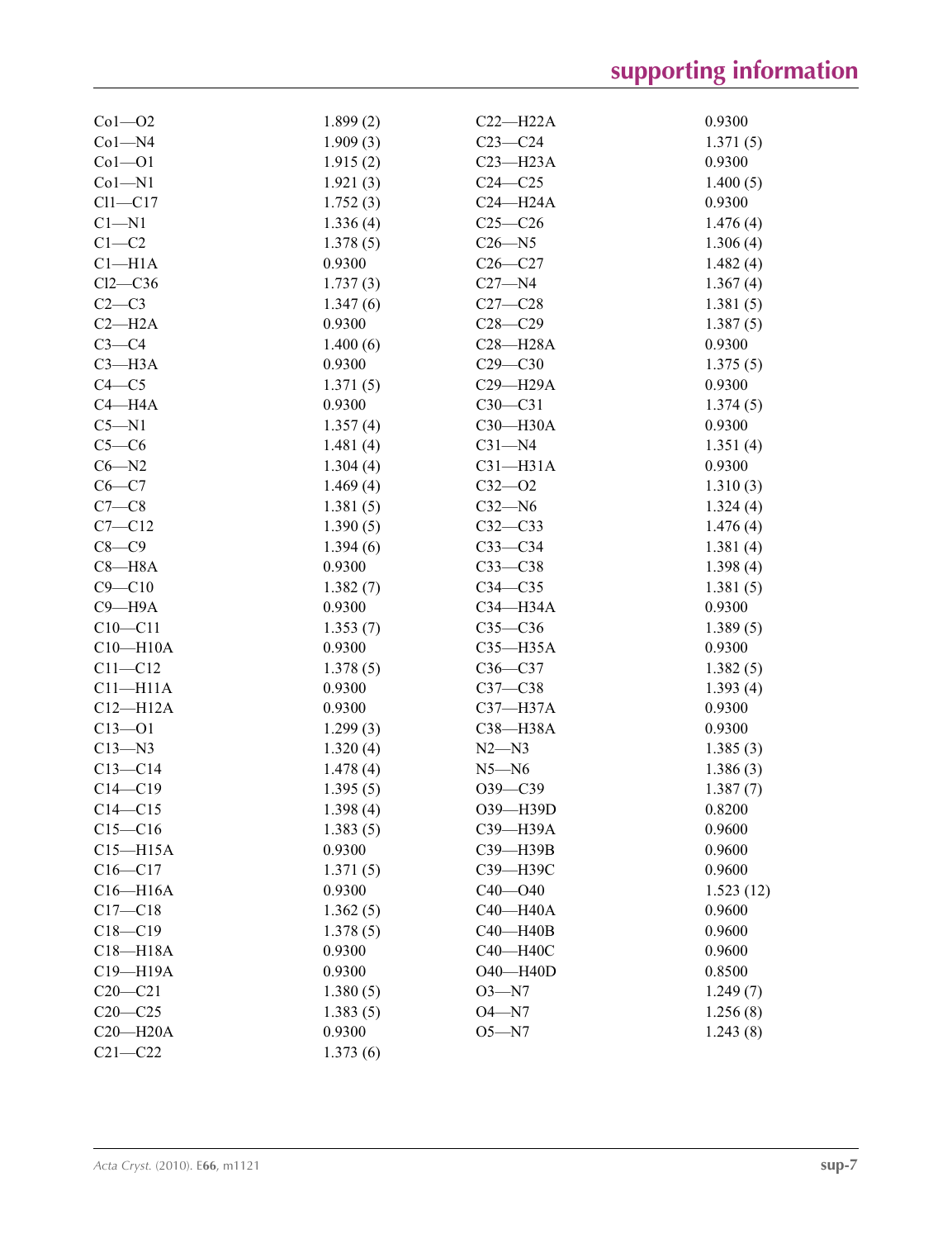| | | | |
|---|---|---|---|
| Co1—O2 | 1.899 (2) | C22—H22A | 0.9300 |
| Co1—N4 | 1.909 (3) | C23—C24 | 1.371 (5) |
| Co1—O1 | 1.915 (2) | C23—H23A | 0.9300 |
| Co1—N1 | 1.921 (3) | C24—C25 | 1.400 (5) |
| Cl1—C17 | 1.752 (3) | C24—H24A | 0.9300 |
| C1—N1 | 1.336 (4) | C25—C26 | 1.476 (4) |
| C1—C2 | 1.378 (5) | C26—N5 | 1.306 (4) |
| C1—H1A | 0.9300 | C26—C27 | 1.482 (4) |
| Cl2—C36 | 1.737 (3) | C27—N4 | 1.367 (4) |
| C2—C3 | 1.347 (6) | C27—C28 | 1.381 (5) |
| C2—H2A | 0.9300 | C28—C29 | 1.387 (5) |
| C3—C4 | 1.400 (6) | C28—H28A | 0.9300 |
| C3—H3A | 0.9300 | C29—C30 | 1.375 (5) |
| C4—C5 | 1.371 (5) | C29—H29A | 0.9300 |
| C4—H4A | 0.9300 | C30—C31 | 1.374 (5) |
| C5—N1 | 1.357 (4) | C30—H30A | 0.9300 |
| C5—C6 | 1.481 (4) | C31—N4 | 1.351 (4) |
| C6—N2 | 1.304 (4) | C31—H31A | 0.9300 |
| C6—C7 | 1.469 (4) | C32—O2 | 1.310 (3) |
| C7—C8 | 1.381 (5) | C32—N6 | 1.324 (4) |
| C7—C12 | 1.390 (5) | C32—C33 | 1.476 (4) |
| C8—C9 | 1.394 (6) | C33—C34 | 1.381 (4) |
| C8—H8A | 0.9300 | C33—C38 | 1.398 (4) |
| C9—C10 | 1.382 (7) | C34—C35 | 1.381 (5) |
| C9—H9A | 0.9300 | C34—H34A | 0.9300 |
| C10—C11 | 1.353 (7) | C35—C36 | 1.389 (5) |
| C10—H10A | 0.9300 | C35—H35A | 0.9300 |
| C11—C12 | 1.378 (5) | C36—C37 | 1.382 (5) |
| C11—H11A | 0.9300 | C37—C38 | 1.393 (4) |
| C12—H12A | 0.9300 | C37—H37A | 0.9300 |
| C13—O1 | 1.299 (3) | C38—H38A | 0.9300 |
| C13—N3 | 1.320 (4) | N2—N3 | 1.385 (3) |
| C13—C14 | 1.478 (4) | N5—N6 | 1.386 (3) |
| C14—C19 | 1.395 (5) | O39—C39 | 1.387 (7) |
| C14—C15 | 1.398 (4) | O39—H39D | 0.8200 |
| C15—C16 | 1.383 (5) | C39—H39A | 0.9600 |
| C15—H15A | 0.9300 | C39—H39B | 0.9600 |
| C16—C17 | 1.371 (5) | C39—H39C | 0.9600 |
| C16—H16A | 0.9300 | C40—O40 | 1.523 (12) |
| C17—C18 | 1.362 (5) | C40—H40A | 0.9600 |
| C18—C19 | 1.378 (5) | C40—H40B | 0.9600 |
| C18—H18A | 0.9300 | C40—H40C | 0.9600 |
| C19—H19A | 0.9300 | O40—H40D | 0.8500 |
| C20—C21 | 1.380 (5) | O3—N7 | 1.249 (7) |
| C20—C25 | 1.383 (5) | O4—N7 | 1.256 (8) |
| C20—H20A | 0.9300 | O5—N7 | 1.243 (8) |
| C21—C22 | 1.373 (6) | | |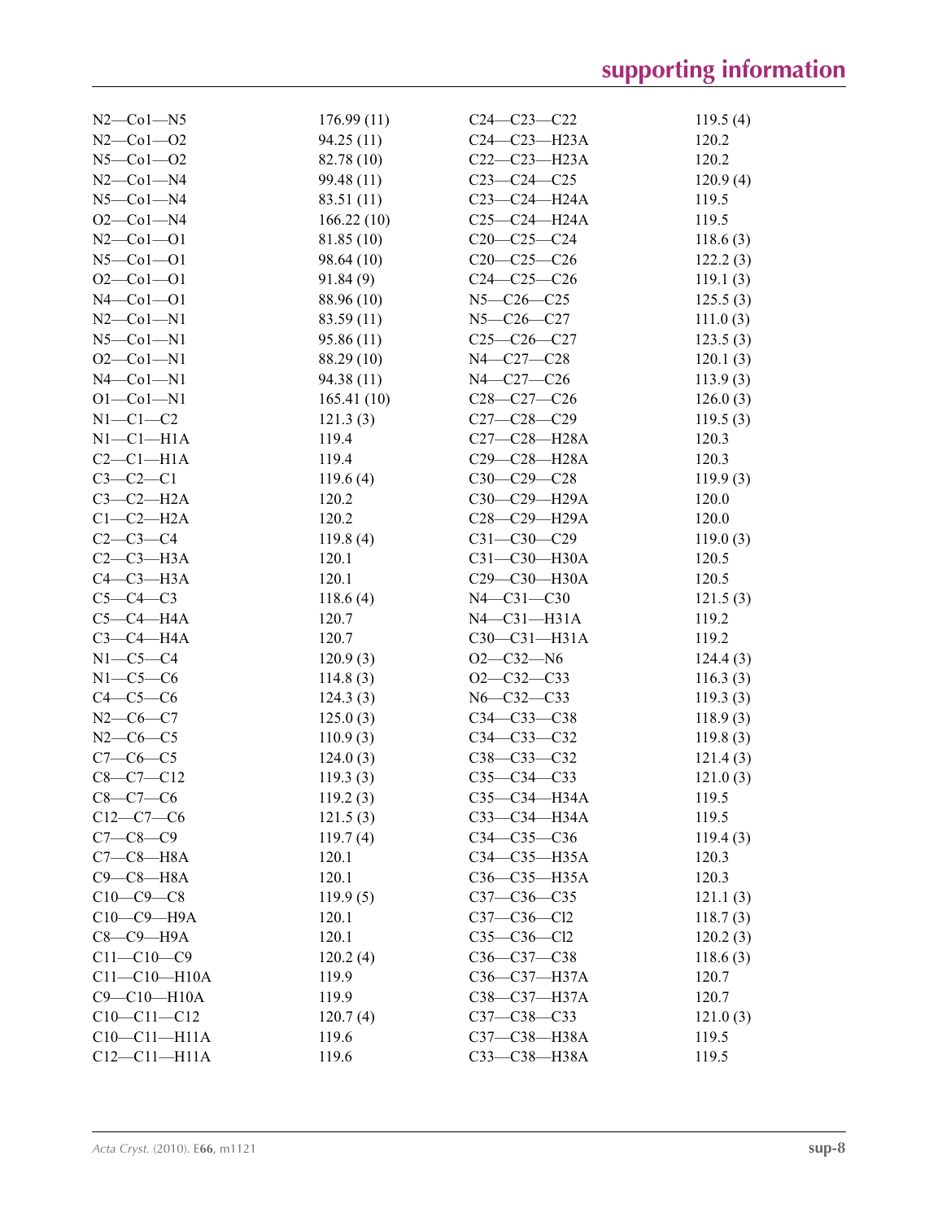| | | | |
|---|---|---|---|
| N2—Co1—N5 | 176.99 (11) | C24—C23—C22 | 119.5 (4) |
| N2—Co1—O2 | 94.25 (11) | C24—C23—H23A | 120.2 |
| N5—Co1—O2 | 82.78 (10) | C22—C23—H23A | 120.2 |
| N2—Co1—N4 | 99.48 (11) | C23—C24—C25 | 120.9 (4) |
| N5—Co1—N4 | 83.51 (11) | C23—C24—H24A | 119.5 |
| O2—Co1—N4 | 166.22 (10) | C25—C24—H24A | 119.5 |
| N2—Co1—O1 | 81.85 (10) | C20—C25—C24 | 118.6 (3) |
| N5—Co1—O1 | 98.64 (10) | C20—C25—C26 | 122.2 (3) |
| O2—Co1—O1 | 91.84 (9) | C24—C25—C26 | 119.1 (3) |
| N4—Co1—O1 | 88.96 (10) | N5—C26—C25 | 125.5 (3) |
| N2—Co1—N1 | 83.59 (11) | N5—C26—C27 | 111.0 (3) |
| N5—Co1—N1 | 95.86 (11) | C25—C26—C27 | 123.5 (3) |
| O2—Co1—N1 | 88.29 (10) | N4—C27—C28 | 120.1 (3) |
| N4—Co1—N1 | 94.38 (11) | N4—C27—C26 | 113.9 (3) |
| O1—Co1—N1 | 165.41 (10) | C28—C27—C26 | 126.0 (3) |
| N1—C1—C2 | 121.3 (3) | C27—C28—C29 | 119.5 (3) |
| N1—C1—H1A | 119.4 | C27—C28—H28A | 120.3 |
| C2—C1—H1A | 119.4 | C29—C28—H28A | 120.3 |
| C3—C2—C1 | 119.6 (4) | C30—C29—C28 | 119.9 (3) |
| C3—C2—H2A | 120.2 | C30—C29—H29A | 120.0 |
| C1—C2—H2A | 120.2 | C28—C29—H29A | 120.0 |
| C2—C3—C4 | 119.8 (4) | C31—C30—C29 | 119.0 (3) |
| C2—C3—H3A | 120.1 | C31—C30—H30A | 120.5 |
| C4—C3—H3A | 120.1 | C29—C30—H30A | 120.5 |
| C5—C4—C3 | 118.6 (4) | N4—C31—C30 | 121.5 (3) |
| C5—C4—H4A | 120.7 | N4—C31—H31A | 119.2 |
| C3—C4—H4A | 120.7 | C30—C31—H31A | 119.2 |
| N1—C5—C4 | 120.9 (3) | O2—C32—N6 | 124.4 (3) |
| N1—C5—C6 | 114.8 (3) | O2—C32—C33 | 116.3 (3) |
| C4—C5—C6 | 124.3 (3) | N6—C32—C33 | 119.3 (3) |
| N2—C6—C7 | 125.0 (3) | C34—C33—C38 | 118.9 (3) |
| N2—C6—C5 | 110.9 (3) | C34—C33—C32 | 119.8 (3) |
| C7—C6—C5 | 124.0 (3) | C38—C33—C32 | 121.4 (3) |
| C8—C7—C12 | 119.3 (3) | C35—C34—C33 | 121.0 (3) |
| C8—C7—C6 | 119.2 (3) | C35—C34—H34A | 119.5 |
| C12—C7—C6 | 121.5 (3) | C33—C34—H34A | 119.5 |
| C7—C8—C9 | 119.7 (4) | C34—C35—C36 | 119.4 (3) |
| C7—C8—H8A | 120.1 | C34—C35—H35A | 120.3 |
| C9—C8—H8A | 120.1 | C36—C35—H35A | 120.3 |
| C10—C9—C8 | 119.9 (5) | C37—C36—C35 | 121.1 (3) |
| C10—C9—H9A | 120.1 | C37—C36—Cl2 | 118.7 (3) |
| C8—C9—H9A | 120.1 | C35—C36—Cl2 | 120.2 (3) |
| C11—C10—C9 | 120.2 (4) | C36—C37—C38 | 118.6 (3) |
| C11—C10—H10A | 119.9 | C36—C37—H37A | 120.7 |
| C9—C10—H10A | 119.9 | C38—C37—H37A | 120.7 |
| C10—C11—C12 | 120.7 (4) | C37—C38—C33 | 121.0 (3) |
| C10—C11—H11A | 119.6 | C37—C38—H38A | 119.5 |
| C12—C11—H11A | 119.6 | C33—C38—H38A | 119.5 |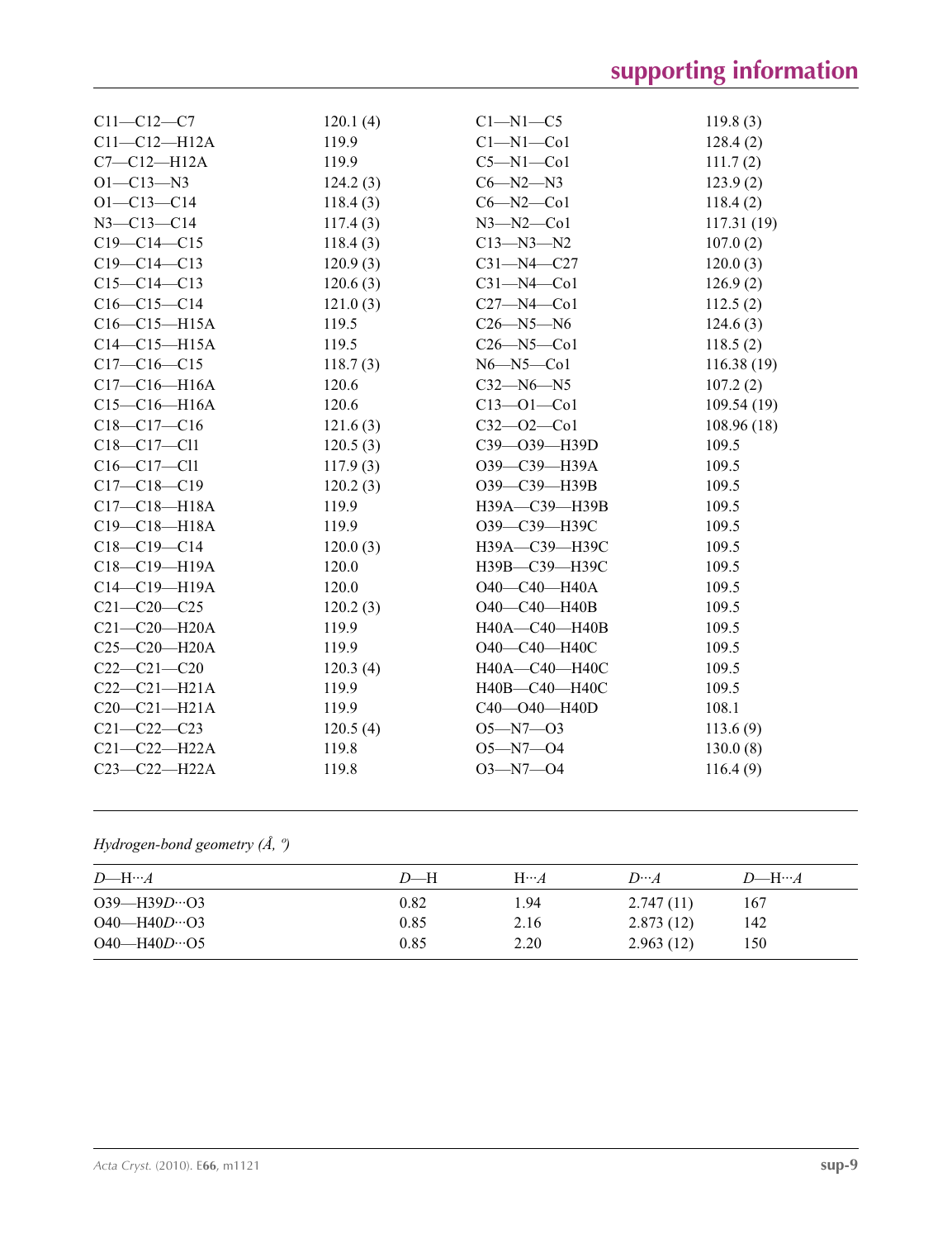| | | | |
|---|---|---|---|
| C11—C12—C7 | 120.1 (4) | C1—N1—C5 | 119.8 (3) |
| C11—C12—H12A | 119.9 | C1—N1—Co1 | 128.4 (2) |
| C7—C12—H12A | 119.9 | C5—N1—Co1 | 111.7 (2) |
| O1—C13—N3 | 124.2 (3) | C6—N2—N3 | 123.9 (2) |
| O1—C13—C14 | 118.4 (3) | C6—N2—Co1 | 118.4 (2) |
| N3—C13—C14 | 117.4 (3) | N3—N2—Co1 | 117.31 (19) |
| C19—C14—C15 | 118.4 (3) | C13—N3—N2 | 107.0 (2) |
| C19—C14—C13 | 120.9 (3) | C31—N4—C27 | 120.0 (3) |
| C15—C14—C13 | 120.6 (3) | C31—N4—Co1 | 126.9 (2) |
| C16—C15—C14 | 121.0 (3) | C27—N4—Co1 | 112.5 (2) |
| C16—C15—H15A | 119.5 | C26—N5—N6 | 124.6 (3) |
| C14—C15—H15A | 119.5 | C26—N5—Co1 | 118.5 (2) |
| C17—C16—C15 | 118.7 (3) | N6—N5—Co1 | 116.38 (19) |
| C17—C16—H16A | 120.6 | C32—N6—N5 | 107.2 (2) |
| C15—C16—H16A | 120.6 | C13—O1—Co1 | 109.54 (19) |
| C18—C17—C16 | 121.6 (3) | C32—O2—Co1 | 108.96 (18) |
| C18—C17—Cl1 | 120.5 (3) | C39—O39—H39D | 109.5 |
| C16—C17—Cl1 | 117.9 (3) | O39—C39—H39A | 109.5 |
| C17—C18—C19 | 120.2 (3) | O39—C39—H39B | 109.5 |
| C17—C18—H18A | 119.9 | H39A—C39—H39B | 109.5 |
| C19—C18—H18A | 119.9 | O39—C39—H39C | 109.5 |
| C18—C19—C14 | 120.0 (3) | H39A—C39—H39C | 109.5 |
| C18—C19—H19A | 120.0 | H39B—C39—H39C | 109.5 |
| C14—C19—H19A | 120.0 | O40—C40—H40A | 109.5 |
| C21—C20—C25 | 120.2 (3) | O40—C40—H40B | 109.5 |
| C21—C20—H20A | 119.9 | H40A—C40—H40B | 109.5 |
| C25—C20—H20A | 119.9 | O40—C40—H40C | 109.5 |
| C22—C21—C20 | 120.3 (4) | H40A—C40—H40C | 109.5 |
| C22—C21—H21A | 119.9 | H40B—C40—H40C | 109.5 |
| C20—C21—H21A | 119.9 | C40—O40—H40D | 108.1 |
| C21—C22—C23 | 120.5 (4) | O5—N7—O3 | 113.6 (9) |
| C21—C22—H22A | 119.8 | O5—N7—O4 | 130.0 (8) |
| C23—C22—H22A | 119.8 | O3—N7—O4 | 116.4 (9) |

*Hydrogen-bond geometry (Å, º)*

| *D*—H···*A* | *D*—H | H···*A* | *D*···*A* | *D*—H···*A* |
|---|---|---|---|---|
| O39—H39*D*···O3 | 0.82 | 1.94 | 2.747 (11) | 167 |
| O40—H40*D*···O3 | 0.85 | 2.16 | 2.873 (12) | 142 |
| O40—H40*D*···O5 | 0.85 | 2.20 | 2.963 (12) | 150 |